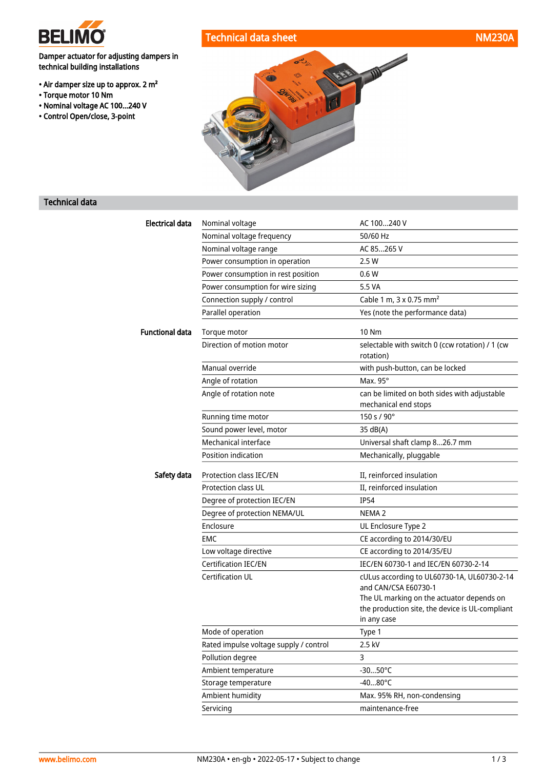BELIMO

# Technical data sheet NM230A

Damper actuator for adjusting dampers in technical building installations

- Air damper size up to approx. 2 m²
- Torque motor 10 Nm
- Nominal voltage AC 100...240 V
- Control Open/close, 3-point

## Technical data

| | | |
|---|---|---|
| **Electrical data** | Nominal voltage | AC 100...240 V |
| | Nominal voltage frequency | 50/60 Hz |
| | Nominal voltage range | AC 85...265 V |
| | Power consumption in operation | 2.5 W |
| | Power consumption in rest position | 0.6 W |
| | Power consumption for wire sizing | 5.5 VA |
| | Connection supply / control | Cable 1 m, 3 x 0.75 mm² |
| | Parallel operation | Yes (note the performance data) |
| **Functional data** | Torque motor | 10 Nm |
| | Direction of motion motor | selectable with switch 0 (ccw rotation) / 1 (cw rotation) |
| | Manual override | with push-button, can be locked |
| | Angle of rotation | Max. 95° |
| | Angle of rotation note | can be limited on both sides with adjustable mechanical end stops |
| | Running time motor | 150 s / 90° |
| | Sound power level, motor | 35 dB(A) |
| | Mechanical interface | Universal shaft clamp 8...26.7 mm |
| | Position indication | Mechanically, pluggable |
| **Safety data** | Protection class IEC/EN | II, reinforced insulation |
| | Protection class UL | II, reinforced insulation |
| | Degree of protection IEC/EN | IP54 |
| | Degree of protection NEMA/UL | NEMA 2 |
| | Enclosure | UL Enclosure Type 2 |
| | EMC | CE according to 2014/30/EU |
| | Low voltage directive | CE according to 2014/35/EU |
| | Certification IEC/EN | IEC/EN 60730-1 and IEC/EN 60730-2-14 |
| | Certification UL | cULus according to UL60730-1A, UL60730-2-14 and CAN/CSA E60730-1<br>The UL marking on the actuator depends on the production site, the device is UL-compliant in any case |
| | Mode of operation | Type 1 |
| | Rated impulse voltage supply / control | 2.5 kV |
| | Pollution degree | 3 |
| | Ambient temperature | -30...50°C |
| | Storage temperature | -40...80°C |
| | Ambient humidity | Max. 95% RH, non-condensing |
| | Servicing | maintenance-free |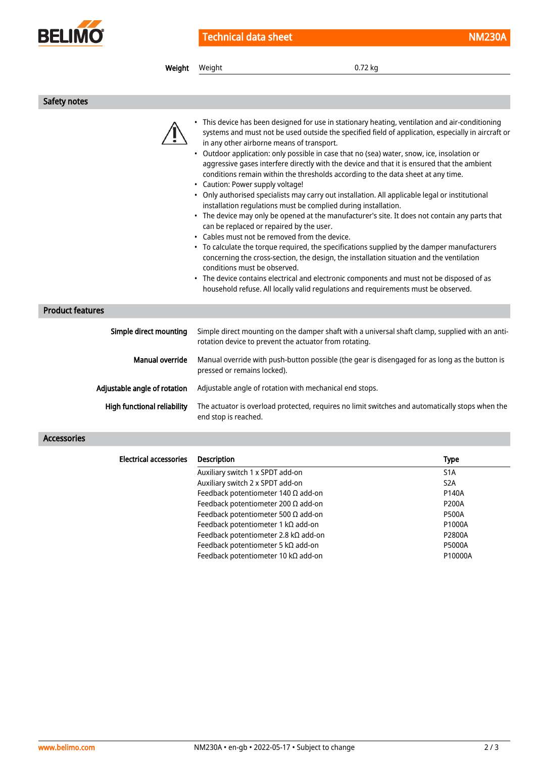| Weight | | |
|---|---|---|
| | Weight | 0.72 kg |

## Safety notes

- This device has been designed for use in stationary heating, ventilation and air-conditioning systems and must not be used outside the specified field of application, especially in aircraft or in any other airborne means of transport.
- Outdoor application: only possible in case that no (sea) water, snow, ice, insolation or aggressive gases interfere directly with the device and that it is ensured that the ambient conditions remain within the thresholds according to the data sheet at any time.
- Caution: Power supply voltage!
- Only authorised specialists may carry out installation. All applicable legal or institutional installation regulations must be complied during installation.
- The device may only be opened at the manufacturer's site. It does not contain any parts that can be replaced or repaired by the user.
- Cables must not be removed from the device.
- To calculate the torque required, the specifications supplied by the damper manufacturers concerning the cross-section, the design, the installation situation and the ventilation conditions must be observed.
- The device contains electrical and electronic components and must not be disposed of as household refuse. All locally valid regulations and requirements must be observed.

## Product features

**Simple direct mounting** Simple direct mounting on the damper shaft with a universal shaft clamp, supplied with an anti-rotation device to prevent the actuator from rotating.

**Manual override** Manual override with push-button possible (the gear is disengaged for as long as the button is pressed or remains locked).

**Adjustable angle of rotation** Adjustable angle of rotation with mechanical end stops.

**High functional reliability** The actuator is overload protected, requires no limit switches and automatically stops when the end stop is reached.

## Accessories

| Electrical accessories | Description | Type |
|---|---|---|
| | Auxiliary switch 1 x SPDT add-on | S1A |
| | Auxiliary switch 2 x SPDT add-on | S2A |
| | Feedback potentiometer 140 Ω add-on | P140A |
| | Feedback potentiometer 200 Ω add-on | P200A |
| | Feedback potentiometer 500 Ω add-on | P500A |
| | Feedback potentiometer 1 kΩ add-on | P1000A |
| | Feedback potentiometer 2.8 kΩ add-on | P2800A |
| | Feedback potentiometer 5 kΩ add-on | P5000A |
| | Feedback potentiometer 10 kΩ add-on | P10000A |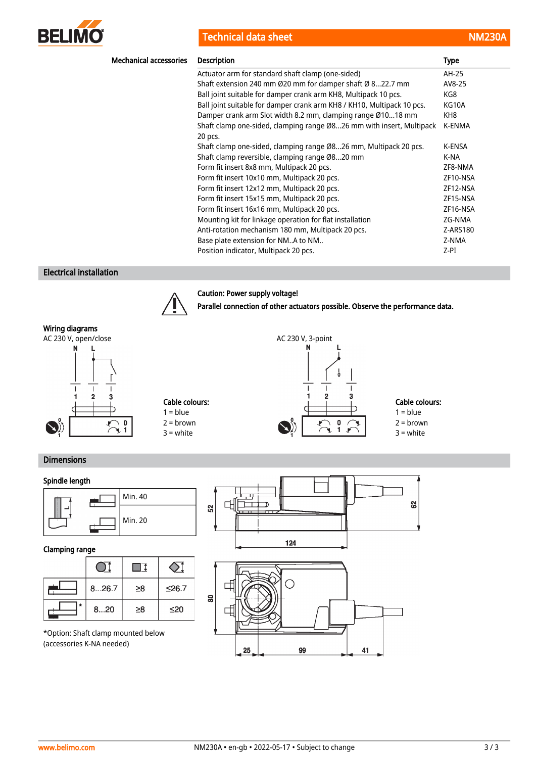## Mechanical accessories

| Description | Type |
|---|---|
| Actuator arm for standard shaft clamp (one-sided) | AH-25 |
| Shaft extension 240 mm Ø20 mm for damper shaft Ø 8...22.7 mm | AV8-25 |
| Ball joint suitable for damper crank arm KH8, Multipack 10 pcs. | KG8 |
| Ball joint suitable for damper crank arm KH8 / KH10, Multipack 10 pcs. | KG10A |
| Damper crank arm Slot width 8.2 mm, clamping range Ø10...18 mm | KH8 |
| Shaft clamp one-sided, clamping range Ø8...26 mm with insert, Multipack 20 pcs. | K-ENMA |
| Shaft clamp one-sided, clamping range Ø8...26 mm, Multipack 20 pcs. | K-ENSA |
| Shaft clamp reversible, clamping range Ø8...20 mm | K-NA |
| Form fit insert 8x8 mm, Multipack 20 pcs. | ZF8-NMA |
| Form fit insert 10x10 mm, Multipack 20 pcs. | ZF10-NSA |
| Form fit insert 12x12 mm, Multipack 20 pcs. | ZF12-NSA |
| Form fit insert 15x15 mm, Multipack 20 pcs. | ZF15-NSA |
| Form fit insert 16x16 mm, Multipack 20 pcs. | ZF16-NSA |
| Mounting kit for linkage operation for flat installation | ZG-NMA |
| Anti-rotation mechanism 180 mm, Multipack 20 pcs. | Z-ARS180 |
| Base plate extension for NM..A to NM.. | Z-NMA |
| Position indicator, Multipack 20 pcs. | Z-PI |

## Electrical installation

**Caution: Power supply voltage!**

**Parallel connection of other actuators possible. Observe the performance data.**

### Wiring diagrams

AC 230 V, open/close

N L

1 2 3

0 1

**Cable colours:**
1 = blue
2 = brown
3 = white

AC 230 V, 3-point

N L

1 2 3

0 1

**Cable colours:**
1 = blue
2 = brown
3 = white

## Dimensions

### Spindle length

| | |
|---|---|
| | Min. 40 |
| | Min. 20 |

### Clamping range

| | Round | Square | Diagonal |
|---|---|---|---|
| | 8...26.7 | ≥8 | ≤26.7 |
| * | 8...20 | ≥8 | ≤20 |

*Option: Shaft clamp mounted below (accessories K-NA needed)

52

62

124

80

25

99

41